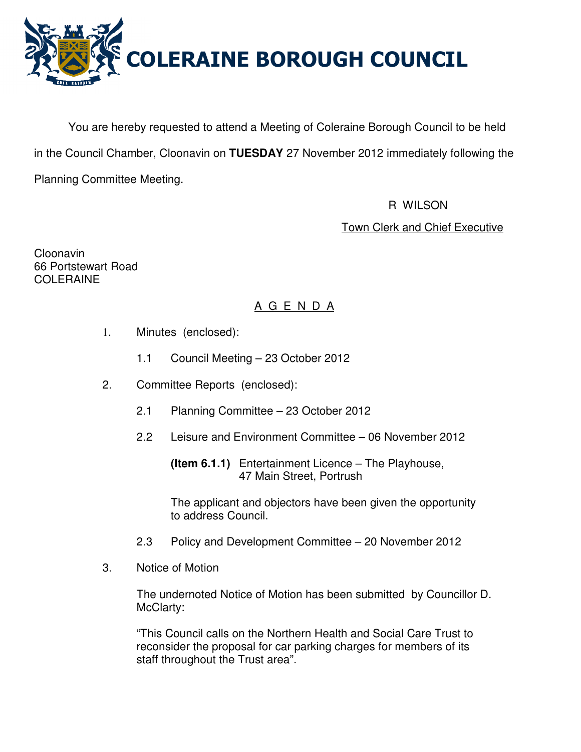# COLERAINE BOROUGH COUNCIL

You are hereby requested to attend a Meeting of Coleraine Borough Council to be held in the Council Chamber, Cloonavin on **TUESDAY** 27 November 2012 immediately following the Planning Committee Meeting.

R WILSON

Town Clerk and Chief Executive

Cloonavin
66 Portstewart Road
COLERAINE

## A G E N D A

1. Minutes (enclosed):

   1.1 Council Meeting – 23 October 2012

2. Committee Reports (enclosed):

   2.1 Planning Committee – 23 October 2012

   2.2 Leisure and Environment Committee – 06 November 2012

   **(Item 6.1.1)** Entertainment Licence – The Playhouse, 47 Main Street, Portrush

   The applicant and objectors have been given the opportunity to address Council.

   2.3 Policy and Development Committee – 20 November 2012

3. Notice of Motion

   The undernoted Notice of Motion has been submitted by Councillor D. McClarty:

   "This Council calls on the Northern Health and Social Care Trust to reconsider the proposal for car parking charges for members of its staff throughout the Trust area".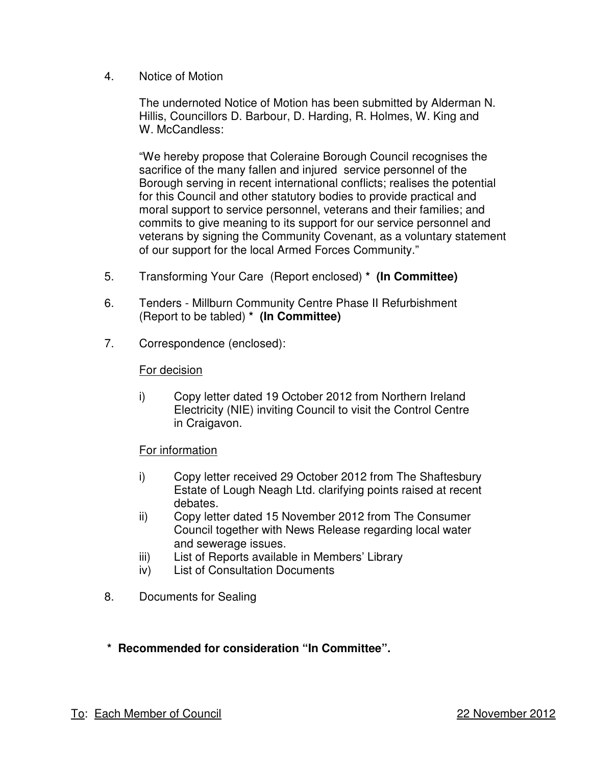4. Notice of Motion

   The undernoted Notice of Motion has been submitted by Alderman N. Hillis, Councillors D. Barbour, D. Harding, R. Holmes, W. King and W. McCandless:

   "We hereby propose that Coleraine Borough Council recognises the sacrifice of the many fallen and injured service personnel of the Borough serving in recent international conflicts; realises the potential for this Council and other statutory bodies to provide practical and moral support to service personnel, veterans and their families; and commits to give meaning to its support for our service personnel and veterans by signing the Community Covenant, as a voluntary statement of our support for the local Armed Forces Community."

5. Transforming Your Care (Report enclosed) * **(In Committee)**

6. Tenders - Millburn Community Centre Phase II Refurbishment (Report to be tabled) * **(In Committee)**

7. Correspondence (enclosed):

   For decision

   i) Copy letter dated 19 October 2012 from Northern Ireland Electricity (NIE) inviting Council to visit the Control Centre in Craigavon.

   For information

   i) Copy letter received 29 October 2012 from The Shaftesbury Estate of Lough Neagh Ltd. clarifying points raised at recent debates.
   ii) Copy letter dated 15 November 2012 from The Consumer Council together with News Release regarding local water and sewerage issues.
   iii) List of Reports available in Members' Library
   iv) List of Consultation Documents

8. Documents for Sealing

**\* Recommended for consideration "In Committee".**

To: Each Member of Council

22 November 2012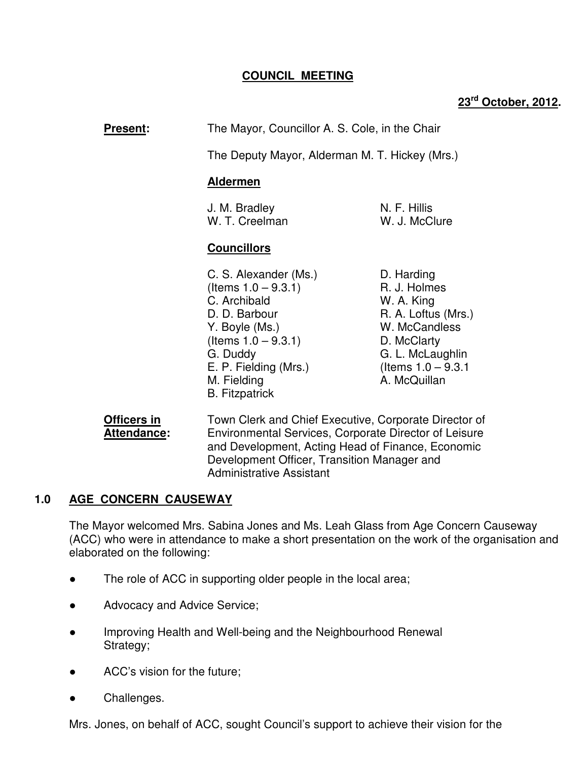# COUNCIL MEETING

**23rd October, 2012.**

**Present:** The Mayor, Councillor A. S. Cole, in the Chair

The Deputy Mayor, Alderman M. T. Hickey (Mrs.)

**Aldermen**

J. M. Bradley
W. T. Creelman
N. F. Hillis
W. J. McClure

**Councillors**

C. S. Alexander (Ms.) (Items 1.0 – 9.3.1)
C. Archibald
D. D. Barbour
Y. Boyle (Ms.) (Items 1.0 – 9.3.1)
G. Duddy
E. P. Fielding (Mrs.)
M. Fielding
B. Fitzpatrick
D. Harding
R. J. Holmes
W. A. King
R. A. Loftus (Mrs.)
W. McCandless
D. McClarty
G. L. McLaughlin (Items 1.0 – 9.3.1
A. McQuillan

**Officers in Attendance:** Town Clerk and Chief Executive, Corporate Director of Environmental Services, Corporate Director of Leisure and Development, Acting Head of Finance, Economic Development Officer, Transition Manager and Administrative Assistant

## 1.0 AGE CONCERN CAUSEWAY

The Mayor welcomed Mrs. Sabina Jones and Ms. Leah Glass from Age Concern Causeway (ACC) who were in attendance to make a short presentation on the work of the organisation and elaborated on the following:

- The role of ACC in supporting older people in the local area;
- Advocacy and Advice Service;
- Improving Health and Well-being and the Neighbourhood Renewal Strategy;
- ACC's vision for the future;
- Challenges.

Mrs. Jones, on behalf of ACC, sought Council's support to achieve their vision for the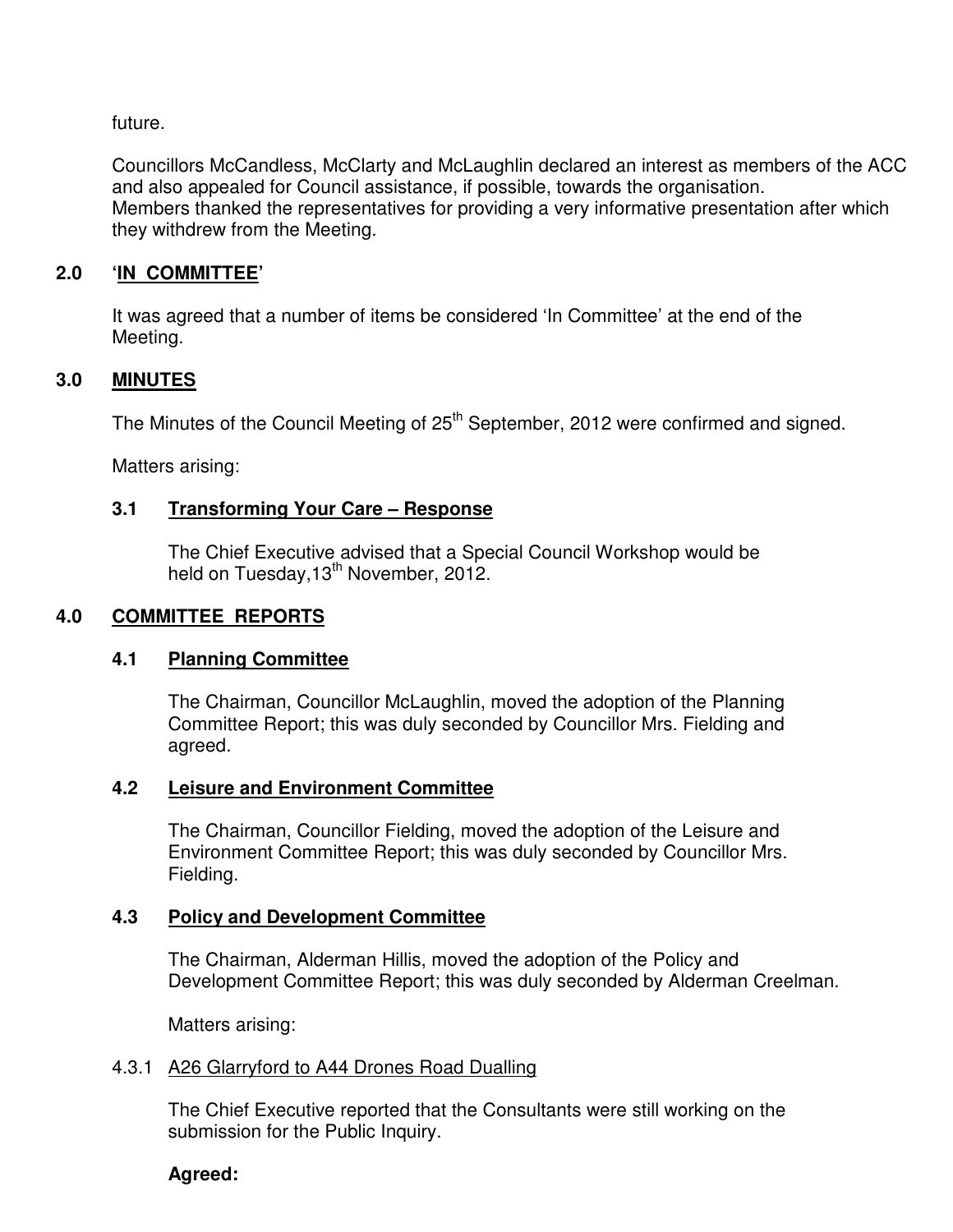future.

Councillors McCandless, McClarty and McLaughlin declared an interest as members of the ACC and also appealed for Council assistance, if possible, towards the organisation. Members thanked the representatives for providing a very informative presentation after which they withdrew from the Meeting.

## 2.0 '**IN COMMITTEE**'

It was agreed that a number of items be considered 'In Committee' at the end of the Meeting.

## 3.0 **MINUTES**

The Minutes of the Council Meeting of 25th September, 2012 were confirmed and signed.

Matters arising:

### 3.1 **Transforming Your Care – Response**

The Chief Executive advised that a Special Council Workshop would be held on Tuesday,13th November, 2012.

## 4.0 **COMMITTEE REPORTS**

### 4.1 **Planning Committee**

The Chairman, Councillor McLaughlin, moved the adoption of the Planning Committee Report; this was duly seconded by Councillor Mrs. Fielding and agreed.

### 4.2 **Leisure and Environment Committee**

The Chairman, Councillor Fielding, moved the adoption of the Leisure and Environment Committee Report; this was duly seconded by Councillor Mrs. Fielding.

### 4.3 **Policy and Development Committee**

The Chairman, Alderman Hillis, moved the adoption of the Policy and Development Committee Report; this was duly seconded by Alderman Creelman.

Matters arising:

#### 4.3.1 A26 Glarryford to A44 Drones Road Dualling

The Chief Executive reported that the Consultants were still working on the submission for the Public Inquiry.

**Agreed:**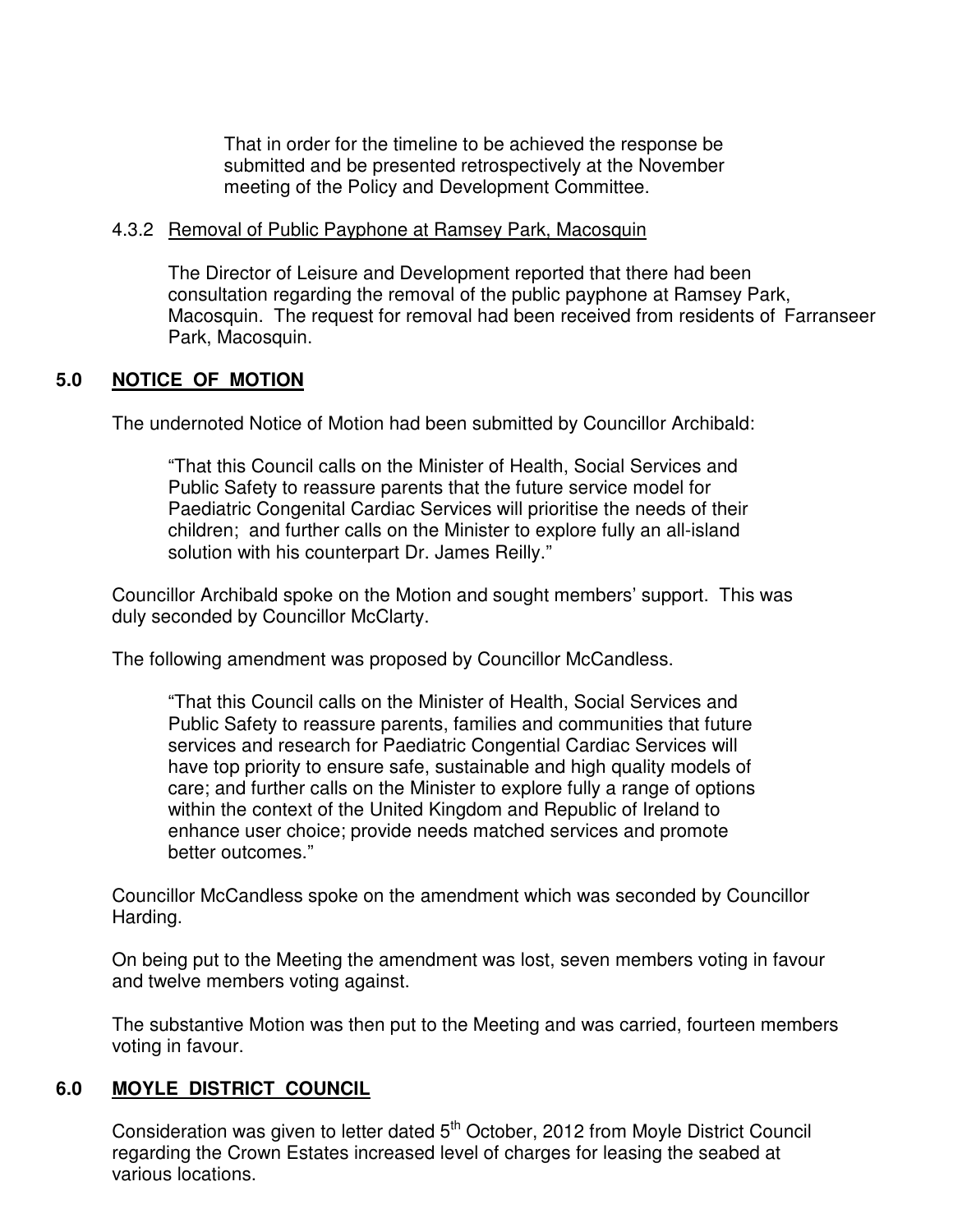That in order for the timeline to be achieved the response be submitted and be presented retrospectively at the November meeting of the Policy and Development Committee.

4.3.2 Removal of Public Payphone at Ramsey Park, Macosquin

The Director of Leisure and Development reported that there had been consultation regarding the removal of the public payphone at Ramsey Park, Macosquin. The request for removal had been received from residents of Farranseer Park, Macosquin.

## 5.0 NOTICE OF MOTION

The undernoted Notice of Motion had been submitted by Councillor Archibald:

> "That this Council calls on the Minister of Health, Social Services and Public Safety to reassure parents that the future service model for Paediatric Congenital Cardiac Services will prioritise the needs of their children; and further calls on the Minister to explore fully an all-island solution with his counterpart Dr. James Reilly."

Councillor Archibald spoke on the Motion and sought members' support. This was duly seconded by Councillor McClarty.

The following amendment was proposed by Councillor McCandless.

> "That this Council calls on the Minister of Health, Social Services and Public Safety to reassure parents, families and communities that future services and research for Paediatric Congential Cardiac Services will have top priority to ensure safe, sustainable and high quality models of care; and further calls on the Minister to explore fully a range of options within the context of the United Kingdom and Republic of Ireland to enhance user choice; provide needs matched services and promote better outcomes."

Councillor McCandless spoke on the amendment which was seconded by Councillor Harding.

On being put to the Meeting the amendment was lost, seven members voting in favour and twelve members voting against.

The substantive Motion was then put to the Meeting and was carried, fourteen members voting in favour.

## 6.0 MOYLE DISTRICT COUNCIL

Consideration was given to letter dated 5th October, 2012 from Moyle District Council regarding the Crown Estates increased level of charges for leasing the seabed at various locations.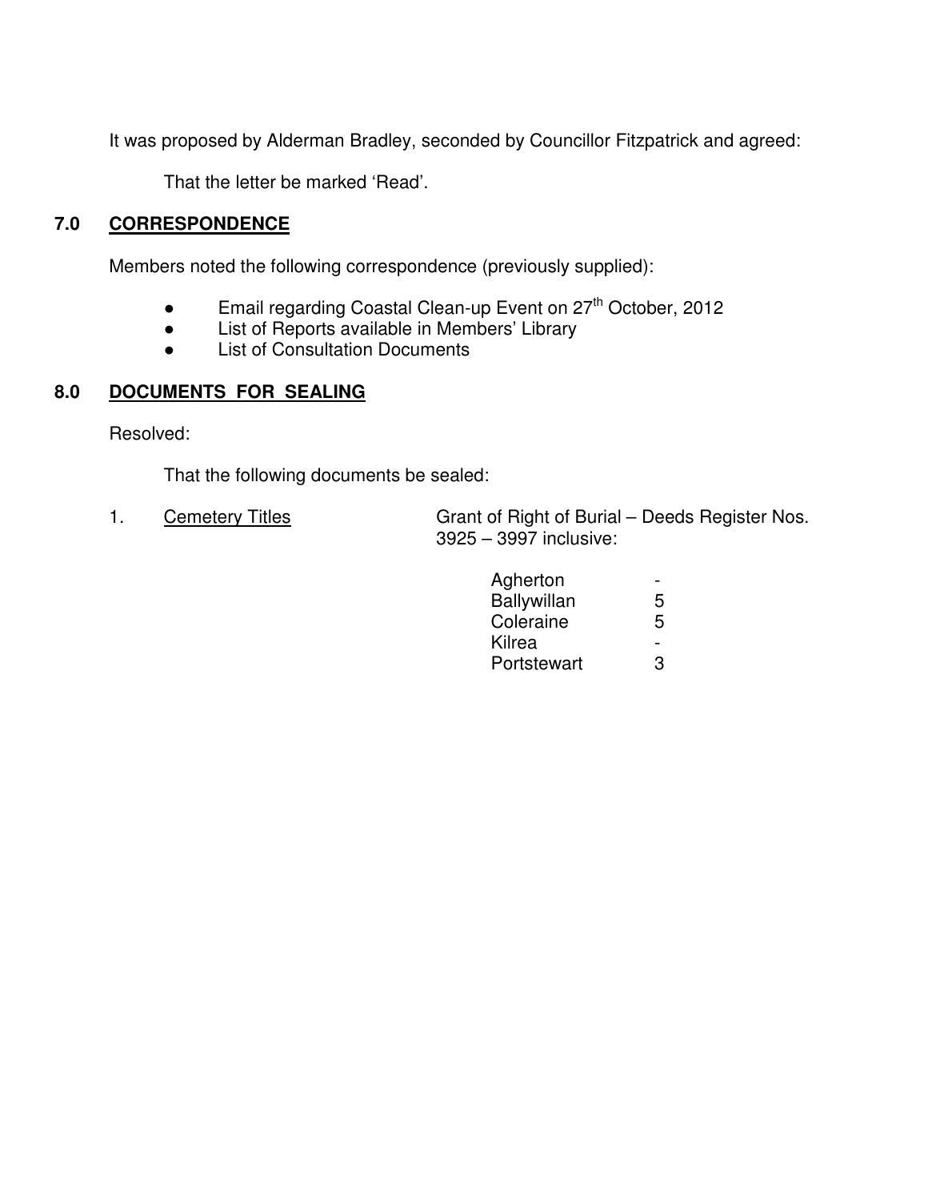It was proposed by Alderman Bradley, seconded by Councillor Fitzpatrick and agreed:

That the letter be marked 'Read'.

## 7.0 CORRESPONDENCE

Members noted the following correspondence (previously supplied):

- Email regarding Coastal Clean-up Event on 27th October, 2012
- List of Reports available in Members' Library
- List of Consultation Documents

## 8.0 DOCUMENTS FOR SEALING

Resolved:

That the following documents be sealed:

1. Cemetery Titles — Grant of Right of Burial – Deeds Register Nos. 3925 – 3997 inclusive:

| | |
|---|---|
| Agherton | - |
| Ballywillan | 5 |
| Coleraine | 5 |
| Kilrea | - |
| Portstewart | 3 |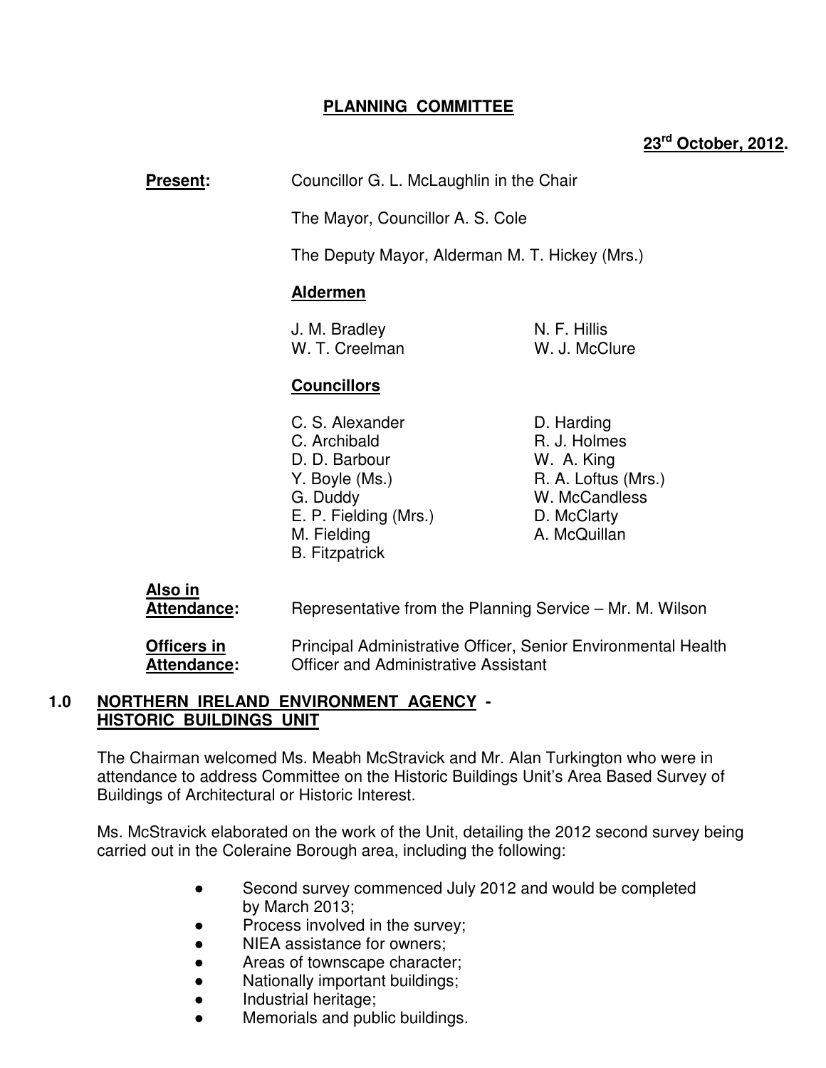**PLANNING COMMITTEE**

**23rd October, 2012.**

**Present:** Councillor G. L. McLaughlin in the Chair

The Mayor, Councillor A. S. Cole

The Deputy Mayor, Alderman M. T. Hickey (Mrs.)

**Aldermen**

J. M. Bradley
N. F. Hillis
W. T. Creelman
W. J. McClure

**Councillors**

C. S. Alexander
C. Archibald
D. D. Barbour
Y. Boyle (Ms.)
G. Duddy
E. P. Fielding (Mrs.)
M. Fielding
B. Fitzpatrick
D. Harding
R. J. Holmes
W. A. King
R. A. Loftus (Mrs.)
W. McCandless
D. McClarty
A. McQuillan

**Also in Attendance:** Representative from the Planning Service – Mr. M. Wilson

**Officers in Attendance:** Principal Administrative Officer, Senior Environmental Health Officer and Administrative Assistant

## 1.0 NORTHERN IRELAND ENVIRONMENT AGENCY - HISTORIC BUILDINGS UNIT

The Chairman welcomed Ms. Meabh McStravick and Mr. Alan Turkington who were in attendance to address Committee on the Historic Buildings Unit's Area Based Survey of Buildings of Architectural or Historic Interest.

Ms. McStravick elaborated on the work of the Unit, detailing the 2012 second survey being carried out in the Coleraine Borough area, including the following:

- Second survey commenced July 2012 and would be completed by March 2013;
- Process involved in the survey;
- NIEA assistance for owners;
- Areas of townscape character;
- Nationally important buildings;
- Industrial heritage;
- Memorials and public buildings.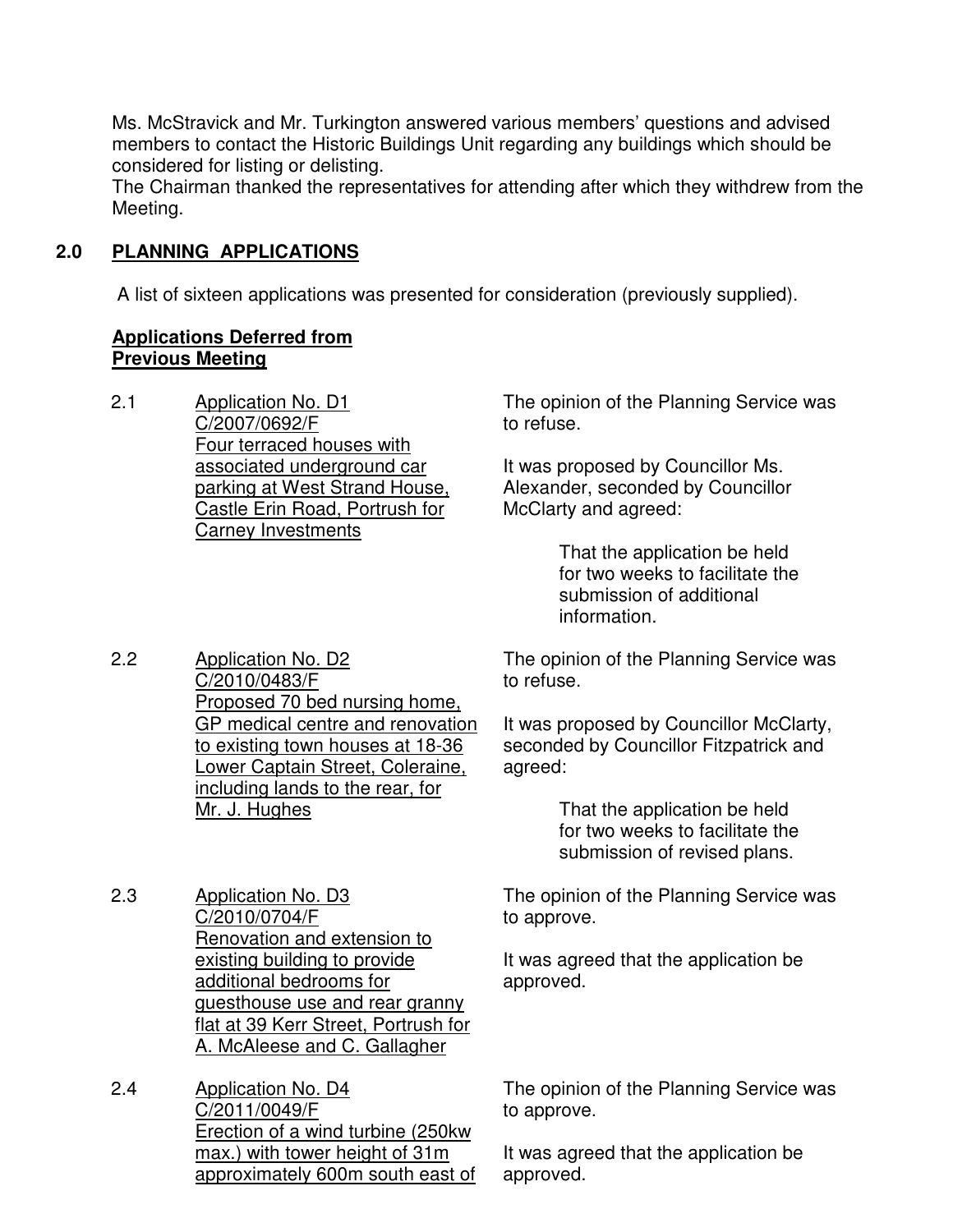Ms. McStravick and Mr. Turkington answered various members' questions and advised members to contact the Historic Buildings Unit regarding any buildings which should be considered for listing or delisting.

The Chairman thanked the representatives for attending after which they withdrew from the Meeting.

## 2.0 PLANNING APPLICATIONS

A list of sixteen applications was presented for consideration (previously supplied).

**Applications Deferred from Previous Meeting**

2.1 Application No. D1
C/2007/0692/F
Four terraced houses with associated underground car parking at West Strand House, Castle Erin Road, Portrush for Carney Investments

The opinion of the Planning Service was to refuse.

It was proposed by Councillor Ms. Alexander, seconded by Councillor McClarty and agreed:

> That the application be held for two weeks to facilitate the submission of additional information.

2.2 Application No. D2
C/2010/0483/F
Proposed 70 bed nursing home, GP medical centre and renovation to existing town houses at 18-36 Lower Captain Street, Coleraine, including lands to the rear, for Mr. J. Hughes

The opinion of the Planning Service was to refuse.

It was proposed by Councillor McClarty, seconded by Councillor Fitzpatrick and agreed:

> That the application be held for two weeks to facilitate the submission of revised plans.

2.3 Application No. D3
C/2010/0704/F
Renovation and extension to existing building to provide additional bedrooms for guesthouse use and rear granny flat at 39 Kerr Street, Portrush for A. McAleese and C. Gallagher

The opinion of the Planning Service was to approve.

It was agreed that the application be approved.

2.4 Application No. D4
C/2011/0049/F
Erection of a wind turbine (250kw max.) with tower height of 31m approximately 600m south east of

The opinion of the Planning Service was to approve.

It was agreed that the application be approved.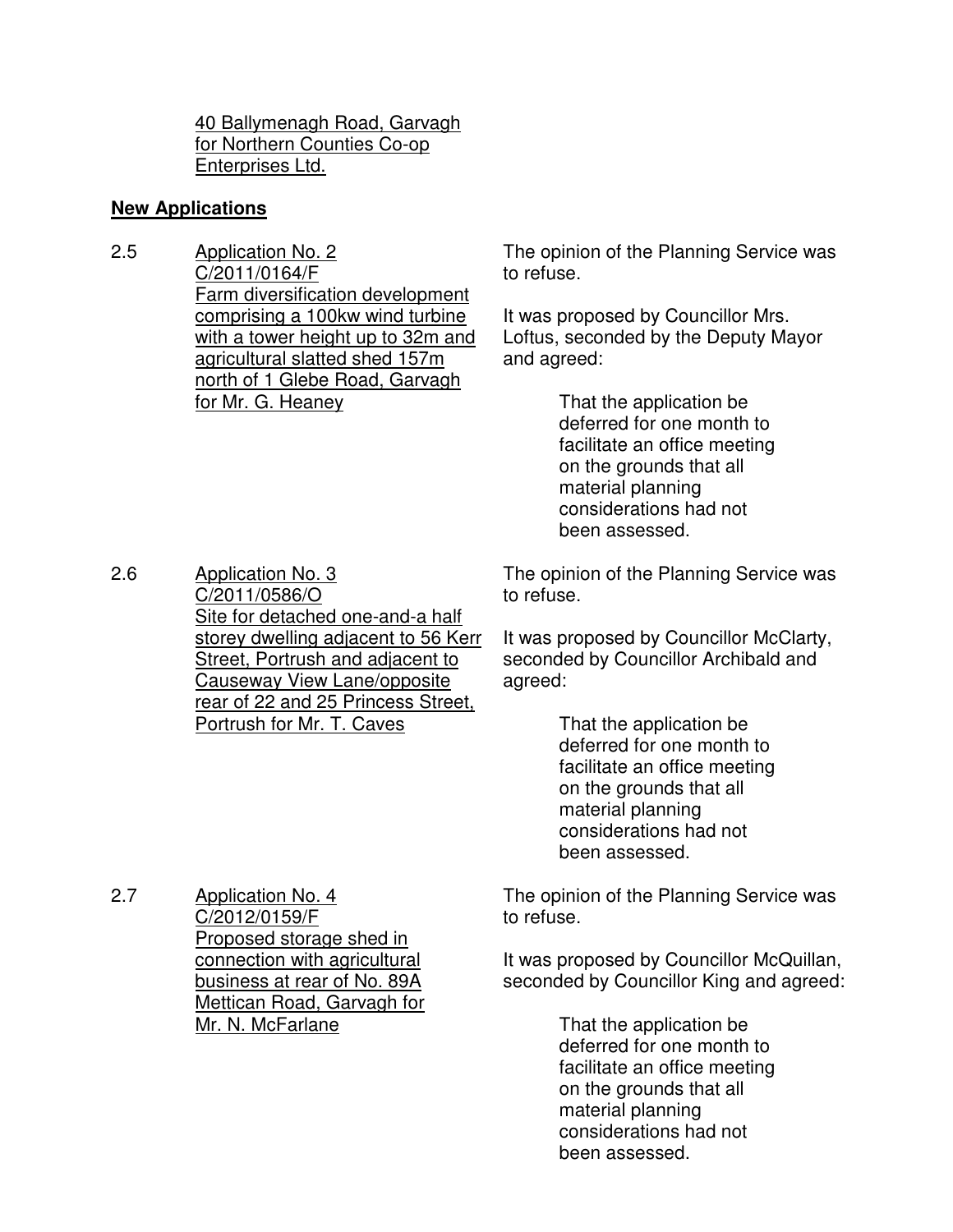40 Ballymenagh Road, Garvagh for Northern Counties Co-op Enterprises Ltd.

**New Applications**

2.5 Application No. 2
C/2011/0164/F
Farm diversification development comprising a 100kw wind turbine with a tower height up to 32m and agricultural slatted shed 157m north of 1 Glebe Road, Garvagh for Mr. G. Heaney

The opinion of the Planning Service was to refuse.

It was proposed by Councillor Mrs. Loftus, seconded by the Deputy Mayor and agreed:

> That the application be deferred for one month to facilitate an office meeting on the grounds that all material planning considerations had not been assessed.

2.6 Application No. 3
C/2011/0586/O
Site for detached one-and-a half storey dwelling adjacent to 56 Kerr Street, Portrush and adjacent to Causeway View Lane/opposite rear of 22 and 25 Princess Street, Portrush for Mr. T. Caves

The opinion of the Planning Service was to refuse.

It was proposed by Councillor McClarty, seconded by Councillor Archibald and agreed:

> That the application be deferred for one month to facilitate an office meeting on the grounds that all material planning considerations had not been assessed.

2.7 Application No. 4
C/2012/0159/F
Proposed storage shed in connection with agricultural business at rear of No. 89A Mettican Road, Garvagh for Mr. N. McFarlane

The opinion of the Planning Service was to refuse.

It was proposed by Councillor McQuillan, seconded by Councillor King and agreed:

> That the application be deferred for one month to facilitate an office meeting on the grounds that all material planning considerations had not been assessed.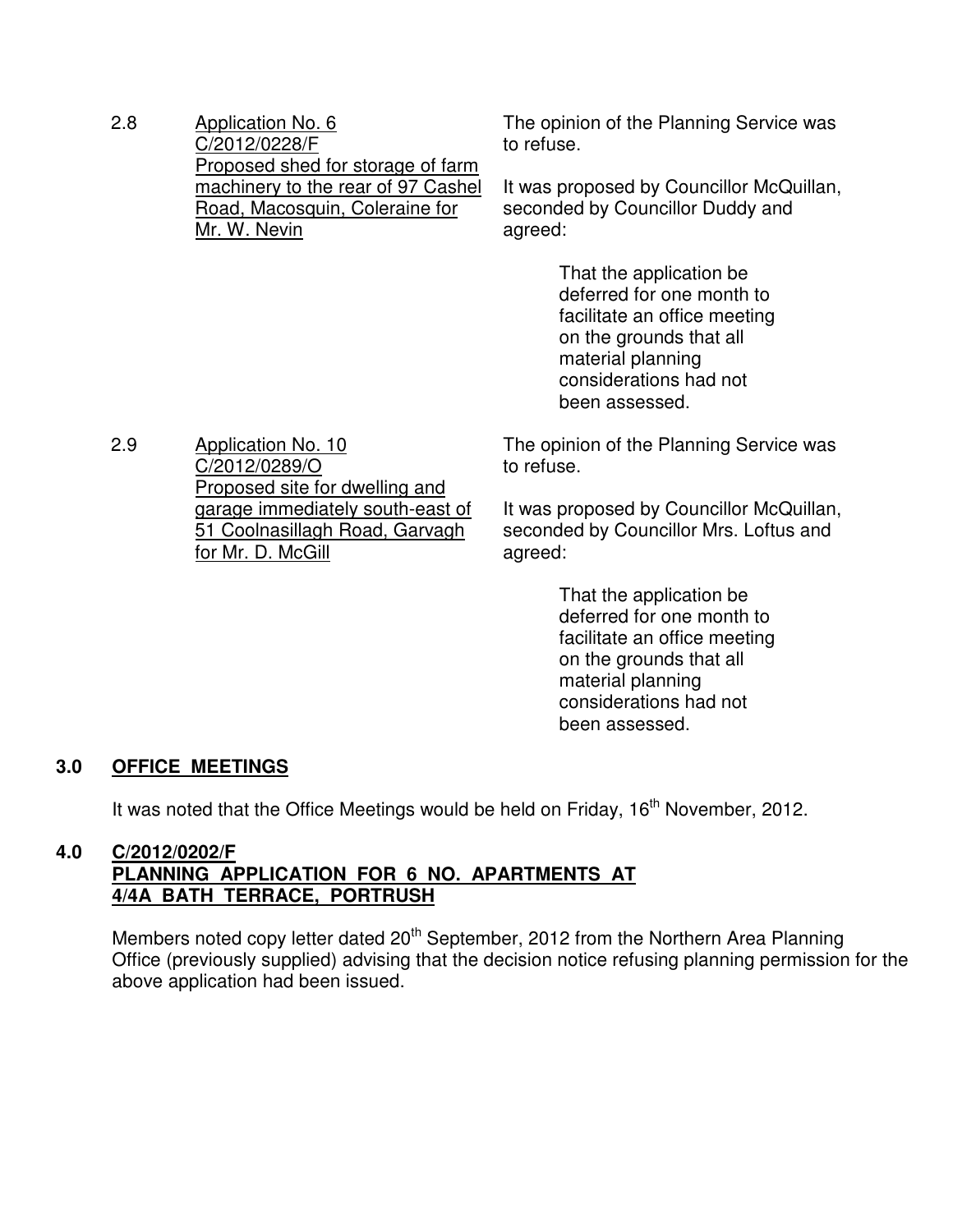2.8 <u>Application No. 6</u>
<u>C/2012/0228/F</u>
<u>Proposed shed for storage of farm machinery to the rear of 97 Cashel Road, Macosquin, Coleraine for Mr. W. Nevin</u>

The opinion of the Planning Service was to refuse.

It was proposed by Councillor McQuillan, seconded by Councillor Duddy and agreed:

> That the application be deferred for one month to facilitate an office meeting on the grounds that all material planning considerations had not been assessed.

2.9 <u>Application No. 10</u>
<u>C/2012/0289/O</u>
<u>Proposed site for dwelling and garage immediately south-east of 51 Coolnasillagh Road, Garvagh for Mr. D. McGill</u>

The opinion of the Planning Service was to refuse.

It was proposed by Councillor McQuillan, seconded by Councillor Mrs. Loftus and agreed:

> That the application be deferred for one month to facilitate an office meeting on the grounds that all material planning considerations had not been assessed.

## 3.0 OFFICE MEETINGS

It was noted that the Office Meetings would be held on Friday, 16th November, 2012.

## 4.0 C/2012/0202/F PLANNING APPLICATION FOR 6 NO. APARTMENTS AT 4/4A BATH TERRACE, PORTRUSH

Members noted copy letter dated 20th September, 2012 from the Northern Area Planning Office (previously supplied) advising that the decision notice refusing planning permission for the above application had been issued.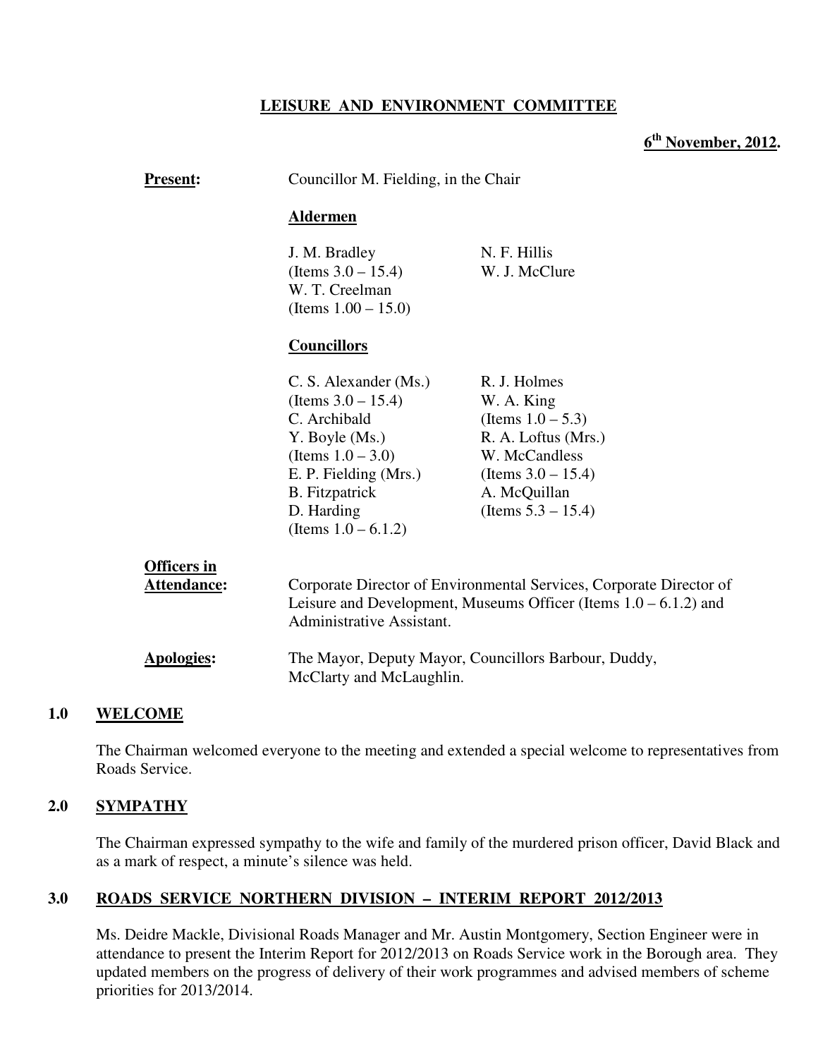**LEISURE AND ENVIRONMENT COMMITTEE**

**6th November, 2012.**

**Present:** Councillor M. Fielding, in the Chair

**Aldermen**

J. M. Bradley (Items 3.0 – 15.4)
W. T. Creelman (Items 1.00 – 15.0)
N. F. Hillis
W. J. McClure

**Councillors**

C. S. Alexander (Ms.) (Items 3.0 – 15.4)
C. Archibald
Y. Boyle (Ms.) (Items 1.0 – 3.0)
E. P. Fielding (Mrs.)
B. Fitzpatrick
D. Harding (Items 1.0 – 6.1.2)
R. J. Holmes
W. A. King (Items 1.0 – 5.3)
R. A. Loftus (Mrs.)
W. McCandless (Items 3.0 – 15.4)
A. McQuillan (Items 5.3 – 15.4)

**Officers in Attendance:** Corporate Director of Environmental Services, Corporate Director of Leisure and Development, Museums Officer (Items 1.0 – 6.1.2) and Administrative Assistant.

**Apologies:** The Mayor, Deputy Mayor, Councillors Barbour, Duddy, McClarty and McLaughlin.

## 1.0 WELCOME

The Chairman welcomed everyone to the meeting and extended a special welcome to representatives from Roads Service.

## 2.0 SYMPATHY

The Chairman expressed sympathy to the wife and family of the murdered prison officer, David Black and as a mark of respect, a minute's silence was held.

## 3.0 ROADS SERVICE NORTHERN DIVISION – INTERIM REPORT 2012/2013

Ms. Deidre Mackle, Divisional Roads Manager and Mr. Austin Montgomery, Section Engineer were in attendance to present the Interim Report for 2012/2013 on Roads Service work in the Borough area. They updated members on the progress of delivery of their work programmes and advised members of scheme priorities for 2013/2014.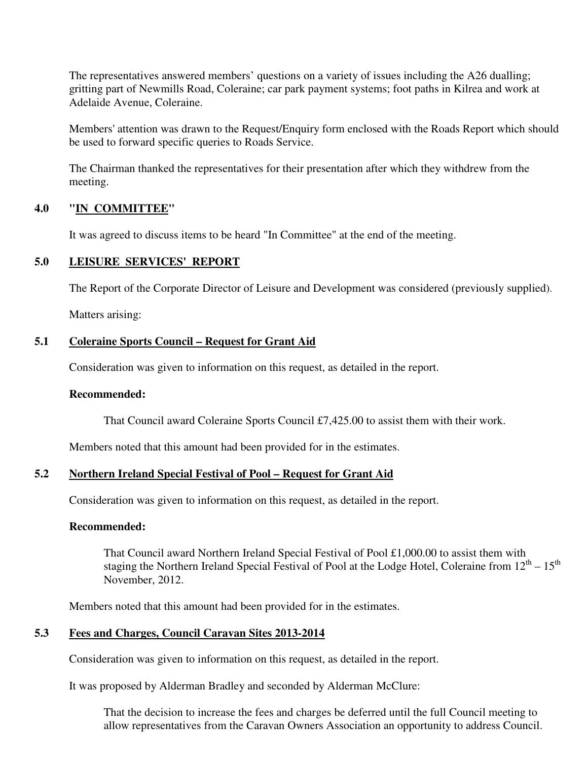The representatives answered members' questions on a variety of issues including the A26 dualling; gritting part of Newmills Road, Coleraine; car park payment systems; foot paths in Kilrea and work at Adelaide Avenue, Coleraine.

Members' attention was drawn to the Request/Enquiry form enclosed with the Roads Report which should be used to forward specific queries to Roads Service.

The Chairman thanked the representatives for their presentation after which they withdrew from the meeting.

## 4.0 "IN COMMITTEE"

It was agreed to discuss items to be heard "In Committee" at the end of the meeting.

## 5.0 LEISURE SERVICES' REPORT

The Report of the Corporate Director of Leisure and Development was considered (previously supplied).

Matters arising:

### 5.1 Coleraine Sports Council – Request for Grant Aid

Consideration was given to information on this request, as detailed in the report.

**Recommended:**

> That Council award Coleraine Sports Council £7,425.00 to assist them with their work.

Members noted that this amount had been provided for in the estimates.

### 5.2 Northern Ireland Special Festival of Pool – Request for Grant Aid

Consideration was given to information on this request, as detailed in the report.

**Recommended:**

> That Council award Northern Ireland Special Festival of Pool £1,000.00 to assist them with staging the Northern Ireland Special Festival of Pool at the Lodge Hotel, Coleraine from 12th – 15th November, 2012.

Members noted that this amount had been provided for in the estimates.

### 5.3 Fees and Charges, Council Caravan Sites 2013-2014

Consideration was given to information on this request, as detailed in the report.

It was proposed by Alderman Bradley and seconded by Alderman McClure:

> That the decision to increase the fees and charges be deferred until the full Council meeting to allow representatives from the Caravan Owners Association an opportunity to address Council.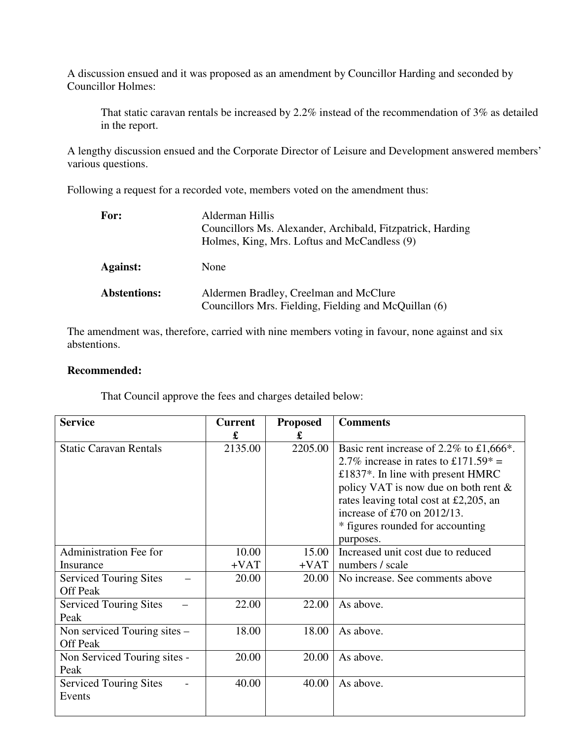A discussion ensued and it was proposed as an amendment by Councillor Harding and seconded by Councillor Holmes:

> That static caravan rentals be increased by 2.2% instead of the recommendation of 3% as detailed in the report.

A lengthy discussion ensued and the Corporate Director of Leisure and Development answered members' various questions.

Following a request for a recorded vote, members voted on the amendment thus:

| | |
|---|---|
| **For:** | Alderman Hillis<br>Councillors Ms. Alexander, Archibald, Fitzpatrick, Harding Holmes, King, Mrs. Loftus and McCandless (9) |
| **Against:** | None |
| **Abstentions:** | Aldermen Bradley, Creelman and McClure<br>Councillors Mrs. Fielding, Fielding and McQuillan (6) |

The amendment was, therefore, carried with nine members voting in favour, none against and six abstentions.

**Recommended:**

That Council approve the fees and charges detailed below:

| Service | Current £ | Proposed £ | Comments |
|---|---|---|---|
| Static Caravan Rentals | 2135.00 | 2205.00 | Basic rent increase of 2.2% to £1,666*. 2.7% increase in rates to £171.59* = £1837*. In line with present HMRC policy VAT is now due on both rent & rates leaving total cost at £2,205, an increase of £70 on 2012/13.<br>* figures rounded for accounting purposes. |
| Administration Fee for Insurance | 10.00 +VAT | 15.00 +VAT | Increased unit cost due to reduced numbers / scale |
| Serviced Touring Sites – Off Peak | 20.00 | 20.00 | No increase. See comments above |
| Serviced Touring Sites – Peak | 22.00 | 22.00 | As above. |
| Non serviced Touring sites – Off Peak | 18.00 | 18.00 | As above. |
| Non Serviced Touring sites - Peak | 20.00 | 20.00 | As above. |
| Serviced Touring Sites - Events | 40.00 | 40.00 | As above. |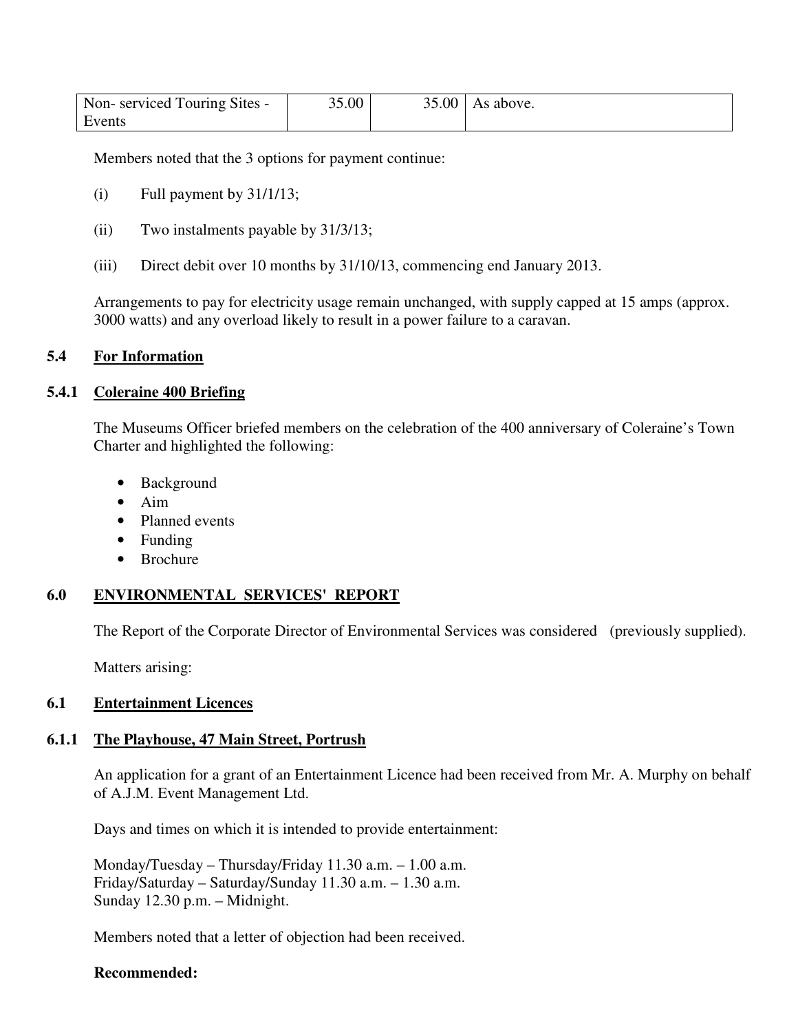| Non- serviced Touring Sites - Events | 35.00 | 35.00 | As above. |
|---|---|---|---|

Members noted that the 3 options for payment continue:

(i) Full payment by 31/1/13;

(ii) Two instalments payable by 31/3/13;

(iii) Direct debit over 10 months by 31/10/13, commencing end January 2013.

Arrangements to pay for electricity usage remain unchanged, with supply capped at 15 amps (approx. 3000 watts) and any overload likely to result in a power failure to a caravan.

### 5.4 For Information

#### 5.4.1 Coleraine 400 Briefing

The Museums Officer briefed members on the celebration of the 400 anniversary of Coleraine's Town Charter and highlighted the following:

- Background
- Aim
- Planned events
- Funding
- Brochure

## 6.0 ENVIRONMENTAL SERVICES' REPORT

The Report of the Corporate Director of Environmental Services was considered (previously supplied).

Matters arising:

### 6.1 Entertainment Licences

#### 6.1.1 The Playhouse, 47 Main Street, Portrush

An application for a grant of an Entertainment Licence had been received from Mr. A. Murphy on behalf of A.J.M. Event Management Ltd.

Days and times on which it is intended to provide entertainment:

Monday/Tuesday – Thursday/Friday 11.30 a.m. – 1.00 a.m.
Friday/Saturday – Saturday/Sunday 11.30 a.m. – 1.30 a.m.
Sunday 12.30 p.m. – Midnight.

Members noted that a letter of objection had been received.

**Recommended:**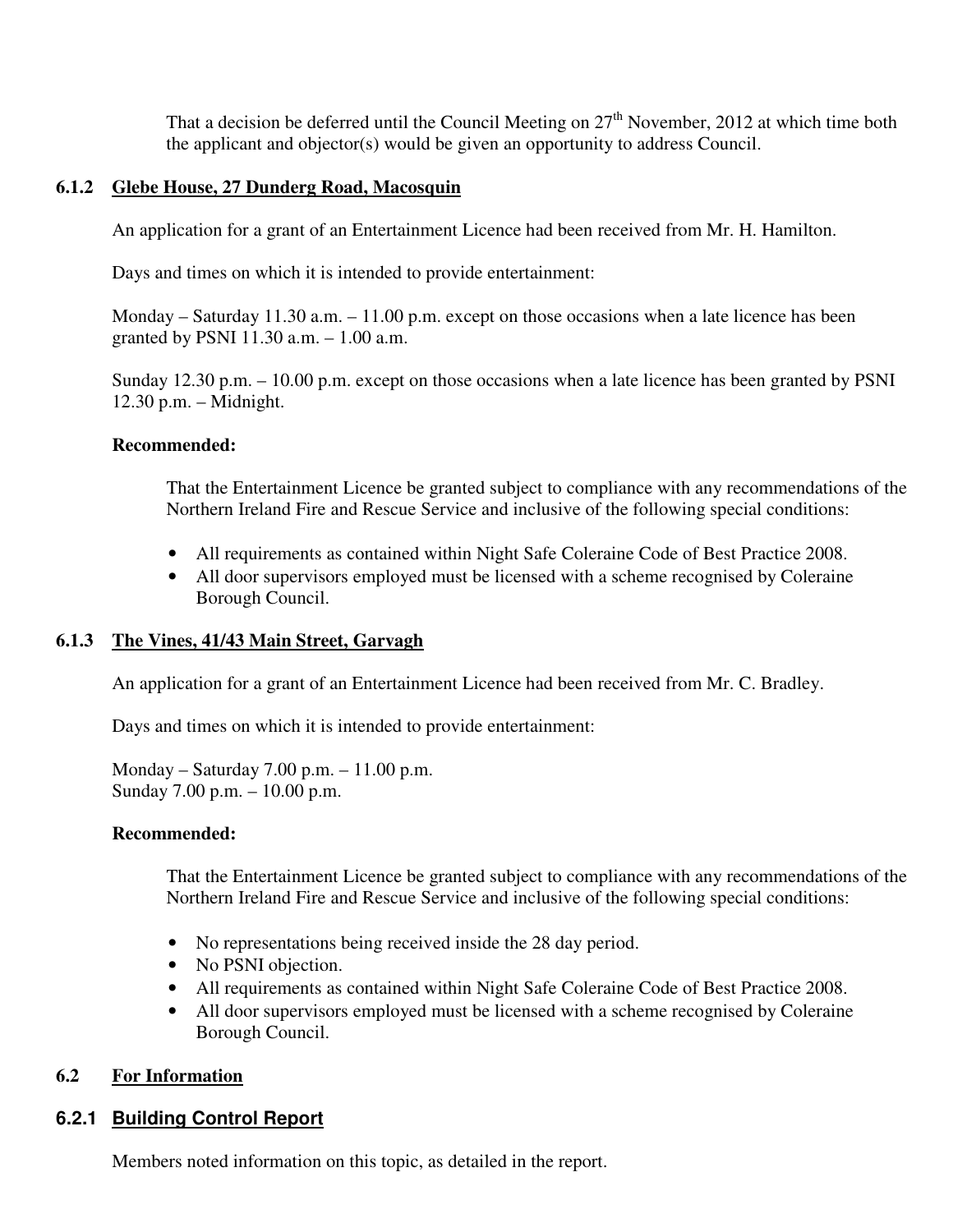That a decision be deferred until the Council Meeting on 27th November, 2012 at which time both the applicant and objector(s) would be given an opportunity to address Council.

### 6.1.2 Glebe House, 27 Dunderg Road, Macosquin

An application for a grant of an Entertainment Licence had been received from Mr. H. Hamilton.

Days and times on which it is intended to provide entertainment:

Monday – Saturday 11.30 a.m. – 11.00 p.m. except on those occasions when a late licence has been granted by PSNI 11.30 a.m. – 1.00 a.m.

Sunday 12.30 p.m. – 10.00 p.m. except on those occasions when a late licence has been granted by PSNI 12.30 p.m. – Midnight.

**Recommended:**

That the Entertainment Licence be granted subject to compliance with any recommendations of the Northern Ireland Fire and Rescue Service and inclusive of the following special conditions:

- All requirements as contained within Night Safe Coleraine Code of Best Practice 2008.
- All door supervisors employed must be licensed with a scheme recognised by Coleraine Borough Council.

### 6.1.3 The Vines, 41/43 Main Street, Garvagh

An application for a grant of an Entertainment Licence had been received from Mr. C. Bradley.

Days and times on which it is intended to provide entertainment:

Monday – Saturday 7.00 p.m. – 11.00 p.m.
Sunday 7.00 p.m. – 10.00 p.m.

**Recommended:**

That the Entertainment Licence be granted subject to compliance with any recommendations of the Northern Ireland Fire and Rescue Service and inclusive of the following special conditions:

- No representations being received inside the 28 day period.
- No PSNI objection.
- All requirements as contained within Night Safe Coleraine Code of Best Practice 2008.
- All door supervisors employed must be licensed with a scheme recognised by Coleraine Borough Council.

## 6.2 For Information

### 6.2.1 Building Control Report

Members noted information on this topic, as detailed in the report.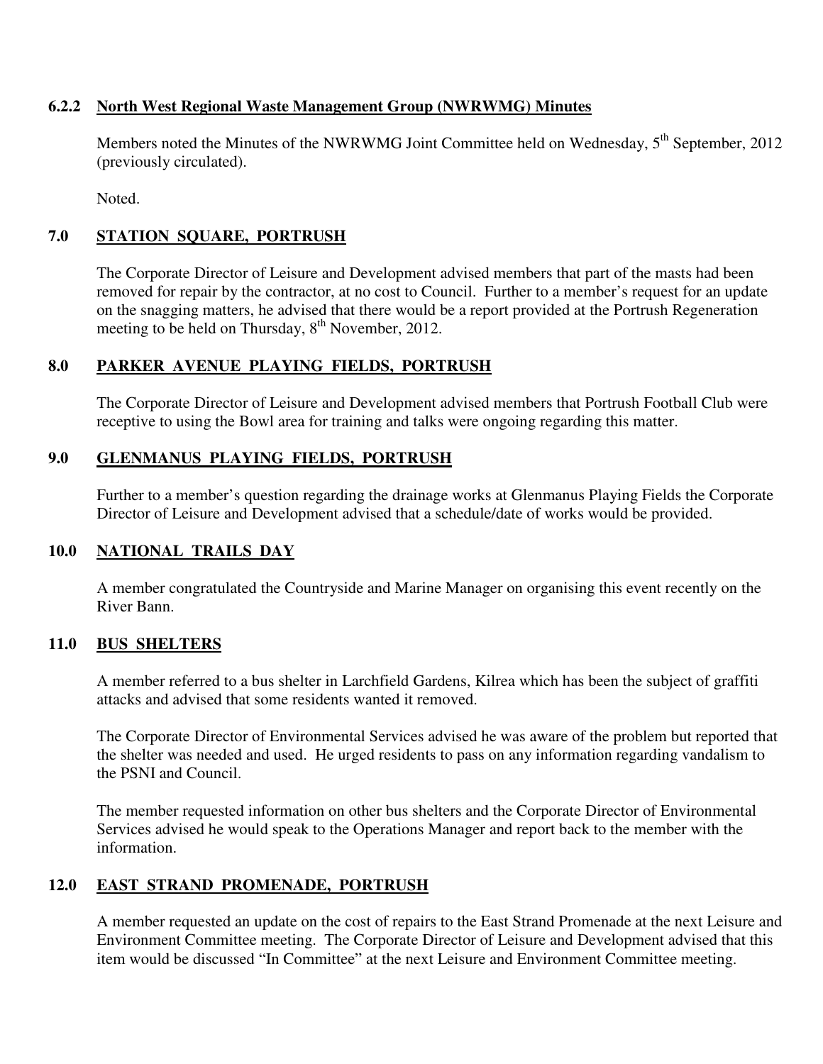### 6.2.2 North West Regional Waste Management Group (NWRWMG) Minutes

Members noted the Minutes of the NWRWMG Joint Committee held on Wednesday, 5th September, 2012 (previously circulated).

Noted.

## 7.0 STATION SQUARE, PORTRUSH

The Corporate Director of Leisure and Development advised members that part of the masts had been removed for repair by the contractor, at no cost to Council. Further to a member's request for an update on the snagging matters, he advised that there would be a report provided at the Portrush Regeneration meeting to be held on Thursday, 8th November, 2012.

## 8.0 PARKER AVENUE PLAYING FIELDS, PORTRUSH

The Corporate Director of Leisure and Development advised members that Portrush Football Club were receptive to using the Bowl area for training and talks were ongoing regarding this matter.

## 9.0 GLENMANUS PLAYING FIELDS, PORTRUSH

Further to a member's question regarding the drainage works at Glenmanus Playing Fields the Corporate Director of Leisure and Development advised that a schedule/date of works would be provided.

## 10.0 NATIONAL TRAILS DAY

A member congratulated the Countryside and Marine Manager on organising this event recently on the River Bann.

## 11.0 BUS SHELTERS

A member referred to a bus shelter in Larchfield Gardens, Kilrea which has been the subject of graffiti attacks and advised that some residents wanted it removed.

The Corporate Director of Environmental Services advised he was aware of the problem but reported that the shelter was needed and used. He urged residents to pass on any information regarding vandalism to the PSNI and Council.

The member requested information on other bus shelters and the Corporate Director of Environmental Services advised he would speak to the Operations Manager and report back to the member with the information.

## 12.0 EAST STRAND PROMENADE, PORTRUSH

A member requested an update on the cost of repairs to the East Strand Promenade at the next Leisure and Environment Committee meeting. The Corporate Director of Leisure and Development advised that this item would be discussed "In Committee" at the next Leisure and Environment Committee meeting.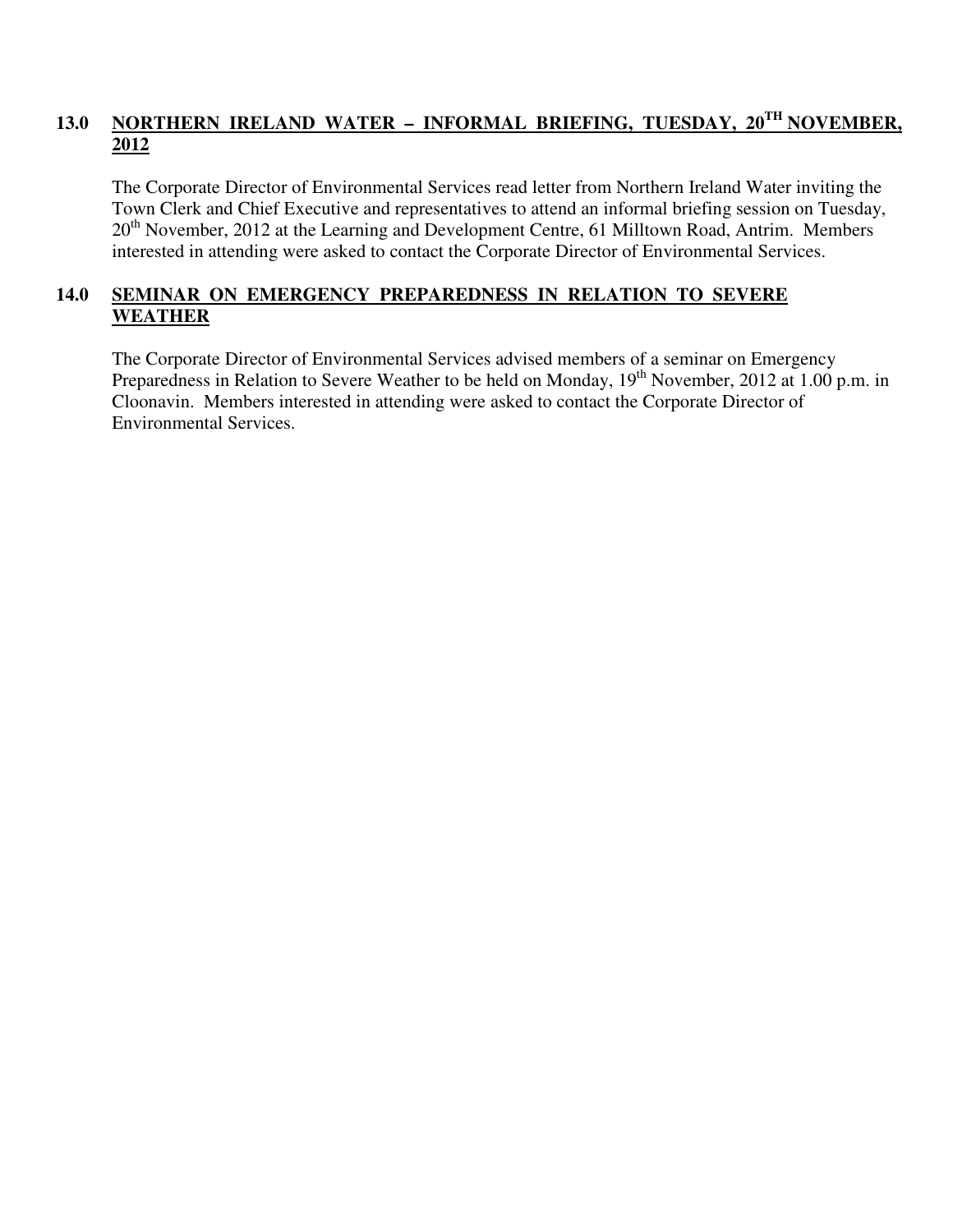## 13.0 NORTHERN IRELAND WATER – INFORMAL BRIEFING, TUESDAY, 20TH NOVEMBER, 2012

The Corporate Director of Environmental Services read letter from Northern Ireland Water inviting the Town Clerk and Chief Executive and representatives to attend an informal briefing session on Tuesday, 20th November, 2012 at the Learning and Development Centre, 61 Milltown Road, Antrim. Members interested in attending were asked to contact the Corporate Director of Environmental Services.

## 14.0 SEMINAR ON EMERGENCY PREPAREDNESS IN RELATION TO SEVERE WEATHER

The Corporate Director of Environmental Services advised members of a seminar on Emergency Preparedness in Relation to Severe Weather to be held on Monday, 19th November, 2012 at 1.00 p.m. in Cloonavin. Members interested in attending were asked to contact the Corporate Director of Environmental Services.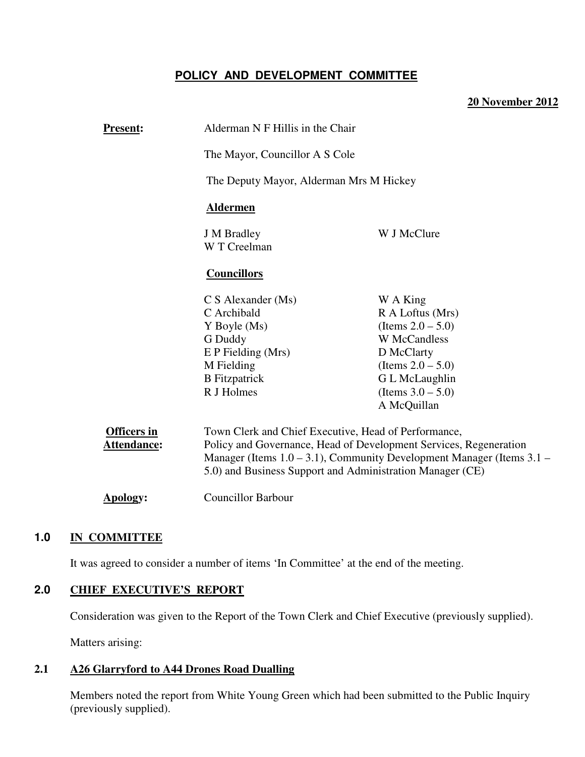## POLICY AND DEVELOPMENT COMMITTEE

**20 November 2012**

**Present:** Alderman N F Hillis in the Chair

The Mayor, Councillor A S Cole

The Deputy Mayor, Alderman Mrs M Hickey

**Aldermen**

J M Bradley
W T Creelman
W J McClure

**Councillors**

C S Alexander (Ms)
C Archibald
Y Boyle (Ms)
G Duddy
E P Fielding (Mrs)
M Fielding
B Fitzpatrick
R J Holmes
W A King
R A Loftus (Mrs) (Items 2.0 – 5.0)
W McCandless
D McClarty (Items 2.0 – 5.0)
G L McLaughlin (Items 3.0 – 5.0)
A McQuillan

**Officers in Attendance:** Town Clerk and Chief Executive, Head of Performance, Policy and Governance, Head of Development Services, Regeneration Manager (Items 1.0 – 3.1), Community Development Manager (Items 3.1 – 5.0) and Business Support and Administration Manager (CE)

**Apology:** Councillor Barbour

### 1.0 IN COMMITTEE

It was agreed to consider a number of items 'In Committee' at the end of the meeting.

### 2.0 CHIEF EXECUTIVE'S REPORT

Consideration was given to the Report of the Town Clerk and Chief Executive (previously supplied).

Matters arising:

### 2.1 A26 Glarryford to A44 Drones Road Dualling

Members noted the report from White Young Green which had been submitted to the Public Inquiry (previously supplied).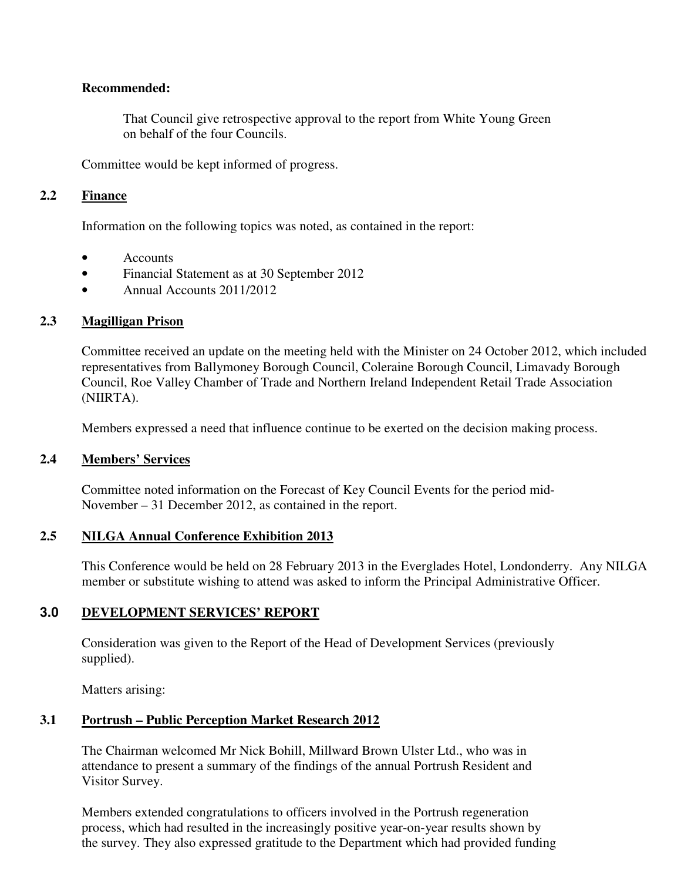**Recommended:**

> That Council give retrospective approval to the report from White Young Green on behalf of the four Councils.

Committee would be kept informed of progress.

### 2.2 Finance

Information on the following topics was noted, as contained in the report:

- Accounts
- Financial Statement as at 30 September 2012
- Annual Accounts 2011/2012

### 2.3 Magilligan Prison

Committee received an update on the meeting held with the Minister on 24 October 2012, which included representatives from Ballymoney Borough Council, Coleraine Borough Council, Limavady Borough Council, Roe Valley Chamber of Trade and Northern Ireland Independent Retail Trade Association (NIIRTA).

Members expressed a need that influence continue to be exerted on the decision making process.

### 2.4 Members' Services

Committee noted information on the Forecast of Key Council Events for the period mid-November – 31 December 2012, as contained in the report.

### 2.5 NILGA Annual Conference Exhibition 2013

This Conference would be held on 28 February 2013 in the Everglades Hotel, Londonderry. Any NILGA member or substitute wishing to attend was asked to inform the Principal Administrative Officer.

## 3.0 DEVELOPMENT SERVICES' REPORT

Consideration was given to the Report of the Head of Development Services (previously supplied).

Matters arising:

### 3.1 Portrush – Public Perception Market Research 2012

The Chairman welcomed Mr Nick Bohill, Millward Brown Ulster Ltd., who was in attendance to present a summary of the findings of the annual Portrush Resident and Visitor Survey.

Members extended congratulations to officers involved in the Portrush regeneration process, which had resulted in the increasingly positive year-on-year results shown by the survey. They also expressed gratitude to the Department which had provided funding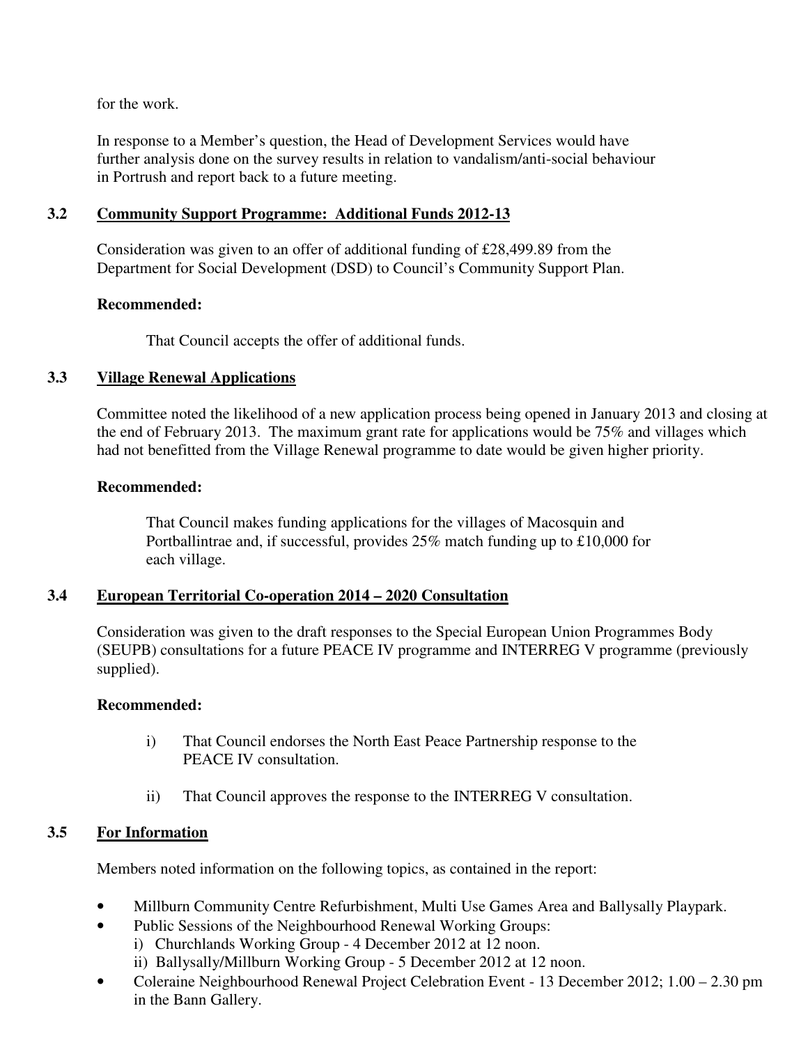for the work.

In response to a Member's question, the Head of Development Services would have further analysis done on the survey results in relation to vandalism/anti-social behaviour in Portrush and report back to a future meeting.

### 3.2 Community Support Programme: Additional Funds 2012-13

Consideration was given to an offer of additional funding of £28,499.89 from the Department for Social Development (DSD) to Council's Community Support Plan.

**Recommended:**

That Council accepts the offer of additional funds.

### 3.3 Village Renewal Applications

Committee noted the likelihood of a new application process being opened in January 2013 and closing at the end of February 2013. The maximum grant rate for applications would be 75% and villages which had not benefitted from the Village Renewal programme to date would be given higher priority.

**Recommended:**

That Council makes funding applications for the villages of Macosquin and Portballintrae and, if successful, provides 25% match funding up to £10,000 for each village.

### 3.4 European Territorial Co-operation 2014 – 2020 Consultation

Consideration was given to the draft responses to the Special European Union Programmes Body (SEUPB) consultations for a future PEACE IV programme and INTERREG V programme (previously supplied).

**Recommended:**

i) That Council endorses the North East Peace Partnership response to the PEACE IV consultation.

ii) That Council approves the response to the INTERREG V consultation.

### 3.5 For Information

Members noted information on the following topics, as contained in the report:

- Millburn Community Centre Refurbishment, Multi Use Games Area and Ballysally Playpark.
- Public Sessions of the Neighbourhood Renewal Working Groups:
  i) Churchlands Working Group - 4 December 2012 at 12 noon.
  ii) Ballysally/Millburn Working Group - 5 December 2012 at 12 noon.
- Coleraine Neighbourhood Renewal Project Celebration Event - 13 December 2012; 1.00 – 2.30 pm in the Bann Gallery.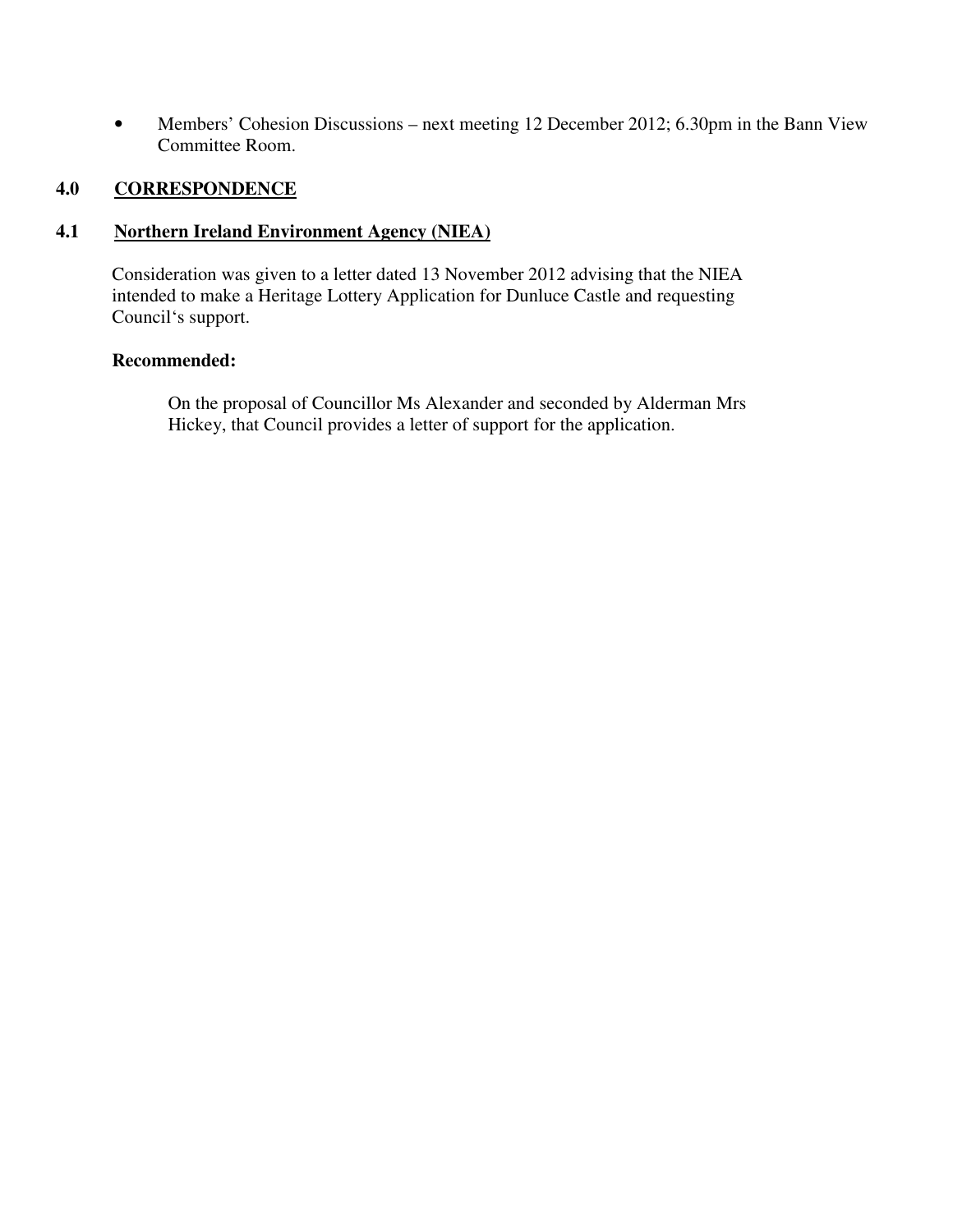- Members' Cohesion Discussions – next meeting 12 December 2012; 6.30pm in the Bann View Committee Room.

## 4.0 CORRESPONDENCE

### 4.1 Northern Ireland Environment Agency (NIEA)

Consideration was given to a letter dated 13 November 2012 advising that the NIEA intended to make a Heritage Lottery Application for Dunluce Castle and requesting Council's support.

**Recommended:**

On the proposal of Councillor Ms Alexander and seconded by Alderman Mrs Hickey, that Council provides a letter of support for the application.